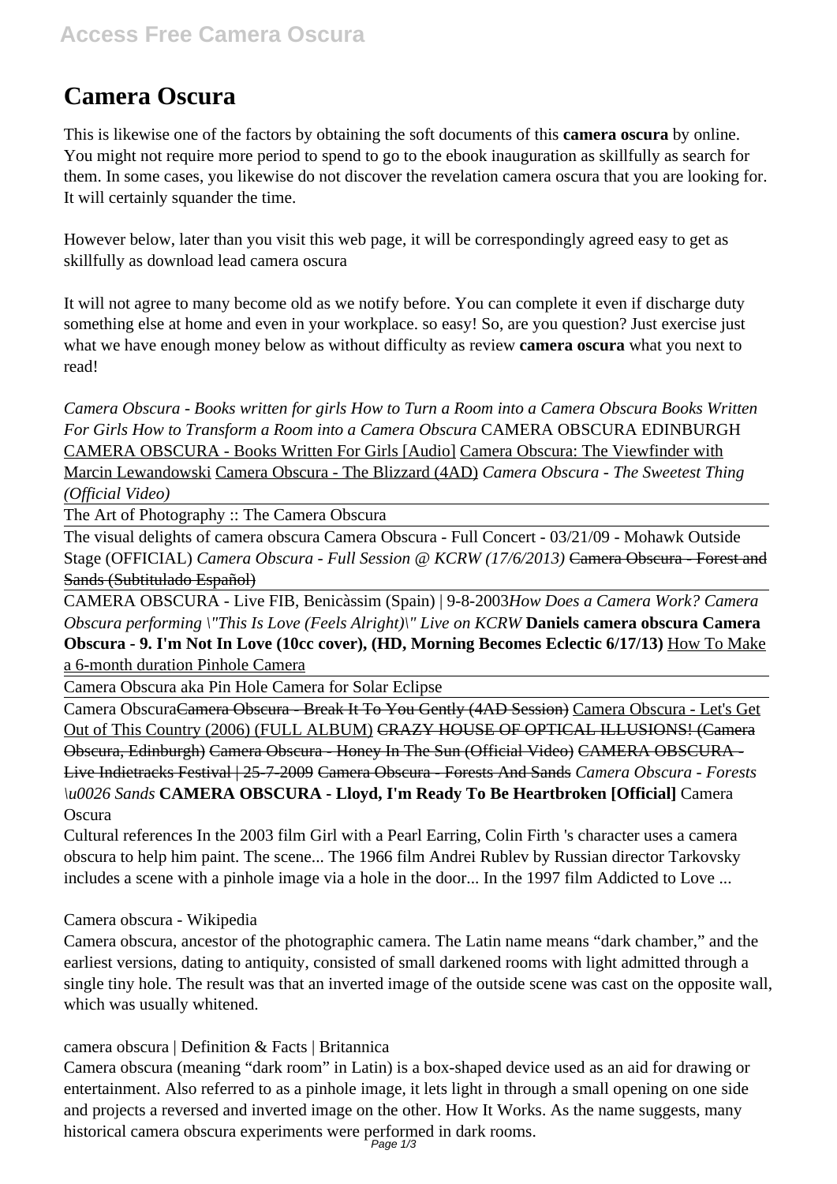# Camera Oscura

This is likewise one of the factors by obtaining the soft documents of this **camera oscura** by online. You might not require more period to spend to go to the ebook inauguration as skillfully as search for them. In some cases, you likewise do not discover the revelation camera oscura that you are looking for. It will certainly squander the time.

However below, later than you visit this web page, it will be correspondingly agreed easy to get as skillfully as download lead camera oscura

It will not agree to many become old as we notify before. You can complete it even if discharge duty something else at home and even in your workplace. so easy! So, are you question? Just exercise just what we have enough money below as without difficulty as review **camera oscura** what you next to read!

*Camera Obscura - Books written for girls How to Turn a Room into a Camera Obscura Books Written For Girls How to Transform a Room into a Camera Obscura* CAMERA OBSCURA EDINBURGH CAMERA OBSCURA - Books Written For Girls [Audio] Camera Obscura: The Viewfinder with Marcin Lewandowski Camera Obscura - The Blizzard (4AD) *Camera Obscura - The Sweetest Thing (Official Video)*

The Art of Photography :: The Camera Obscura

The visual delights of camera obscura Camera Obscura - Full Concert - 03/21/09 - Mohawk Outside Stage (OFFICIAL) *Camera Obscura - Full Session @ KCRW (17/6/2013)* ~~Camera Obscura - Forest and Sands (Subtitulado Español)~~

CAMERA OBSCURA - Live FIB, Benicàssim (Spain) | 9-8-2003*How Does a Camera Work? Camera Obscura performing \"This Is Love (Feels Alright)\" Live on KCRW* **Daniels camera obscura Camera Obscura - 9. I'm Not In Love (10cc cover), (HD, Morning Becomes Eclectic 6/17/13)** How To Make a 6-month duration Pinhole Camera

Camera Obscura aka Pin Hole Camera for Solar Eclipse

Camera Obscura~~Camera Obscura - Break It To You Gently (4AD Session)~~ Camera Obscura - Let's Get Out of This Country (2006) (FULL ALBUM) ~~CRAZY HOUSE OF OPTICAL ILLUSIONS! (Camera Obscura, Edinburgh)~~ ~~Camera Obscura - Honey In The Sun (Official Video)~~ ~~CAMERA OBSCURA - Live Indietracks Festival | 25-7-2009~~ ~~Camera Obscura - Forests And Sands~~ *Camera Obscura - Forests \u0026 Sands* **CAMERA OBSCURA - Lloyd, I'm Ready To Be Heartbroken [Official]** Camera Oscura

Cultural references In the 2003 film Girl with a Pearl Earring, Colin Firth 's character uses a camera obscura to help him paint. The scene... The 1966 film Andrei Rublev by Russian director Tarkovsky includes a scene with a pinhole image via a hole in the door... In the 1997 film Addicted to Love ...

Camera obscura - Wikipedia

Camera obscura, ancestor of the photographic camera. The Latin name means "dark chamber," and the earliest versions, dating to antiquity, consisted of small darkened rooms with light admitted through a single tiny hole. The result was that an inverted image of the outside scene was cast on the opposite wall, which was usually whitened.

camera obscura | Definition & Facts | Britannica

Camera obscura (meaning "dark room" in Latin) is a box-shaped device used as an aid for drawing or entertainment. Also referred to as a pinhole image, it lets light in through a small opening on one side and projects a reversed and inverted image on the other. How It Works. As the name suggests, many historical camera obscura experiments were performed in dark rooms.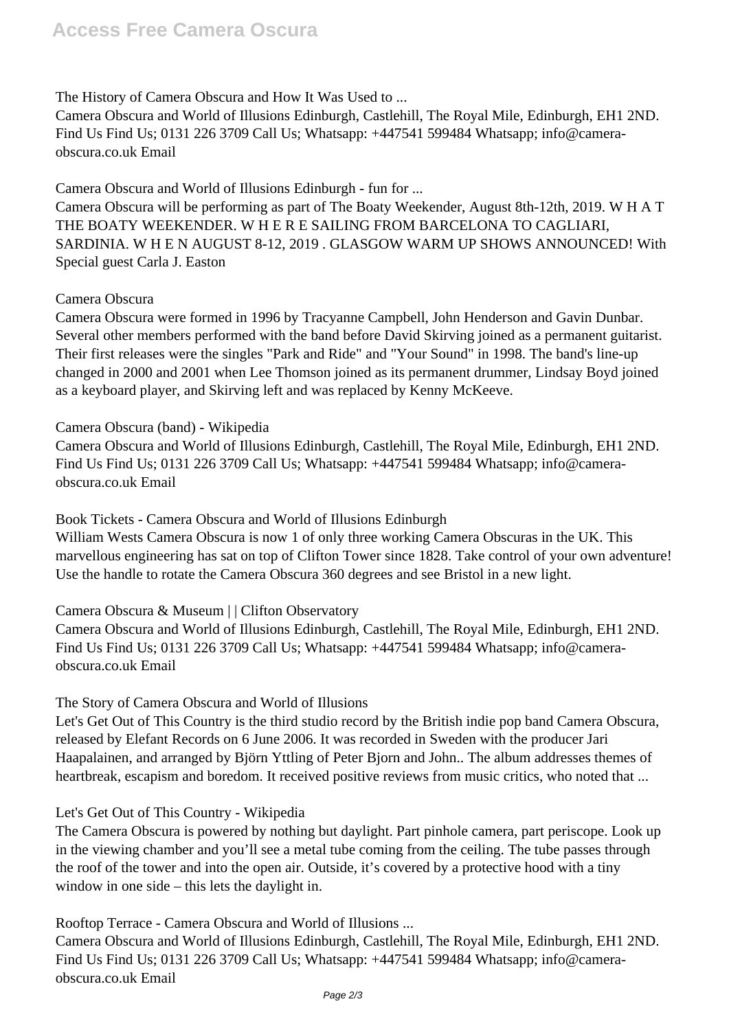The History of Camera Obscura and How It Was Used to ...

Camera Obscura and World of Illusions Edinburgh, Castlehill, The Royal Mile, Edinburgh, EH1 2ND. Find Us Find Us; 0131 226 3709 Call Us; Whatsapp: +447541 599484 Whatsapp; info@camera-obscura.co.uk Email

Camera Obscura and World of Illusions Edinburgh - fun for ...

Camera Obscura will be performing as part of The Boaty Weekender, August 8th-12th, 2019. W H A T THE BOATY WEEKENDER. W H E R E SAILING FROM BARCELONA TO CAGLIARI, SARDINIA. W H E N AUGUST 8-12, 2019 . GLASGOW WARM UP SHOWS ANNOUNCED! With Special guest Carla J. Easton

Camera Obscura

Camera Obscura were formed in 1996 by Tracyanne Campbell, John Henderson and Gavin Dunbar. Several other members performed with the band before David Skirving joined as a permanent guitarist. Their first releases were the singles "Park and Ride" and "Your Sound" in 1998. The band's line-up changed in 2000 and 2001 when Lee Thomson joined as its permanent drummer, Lindsay Boyd joined as a keyboard player, and Skirving left and was replaced by Kenny McKeeve.

Camera Obscura (band) - Wikipedia

Camera Obscura and World of Illusions Edinburgh, Castlehill, The Royal Mile, Edinburgh, EH1 2ND. Find Us Find Us; 0131 226 3709 Call Us; Whatsapp: +447541 599484 Whatsapp; info@camera-obscura.co.uk Email

Book Tickets - Camera Obscura and World of Illusions Edinburgh

William Wests Camera Obscura is now 1 of only three working Camera Obscuras in the UK. This marvellous engineering has sat on top of Clifton Tower since 1828. Take control of your own adventure! Use the handle to rotate the Camera Obscura 360 degrees and see Bristol in a new light.

Camera Obscura & Museum | | Clifton Observatory

Camera Obscura and World of Illusions Edinburgh, Castlehill, The Royal Mile, Edinburgh, EH1 2ND. Find Us Find Us; 0131 226 3709 Call Us; Whatsapp: +447541 599484 Whatsapp; info@camera-obscura.co.uk Email

The Story of Camera Obscura and World of Illusions

Let's Get Out of This Country is the third studio record by the British indie pop band Camera Obscura, released by Elefant Records on 6 June 2006. It was recorded in Sweden with the producer Jari Haapalainen, and arranged by Björn Yttling of Peter Bjorn and John.. The album addresses themes of heartbreak, escapism and boredom. It received positive reviews from music critics, who noted that ...

Let's Get Out of This Country - Wikipedia

The Camera Obscura is powered by nothing but daylight. Part pinhole camera, part periscope. Look up in the viewing chamber and you'll see a metal tube coming from the ceiling. The tube passes through the roof of the tower and into the open air. Outside, it's covered by a protective hood with a tiny window in one side – this lets the daylight in.

Rooftop Terrace - Camera Obscura and World of Illusions ...

Camera Obscura and World of Illusions Edinburgh, Castlehill, The Royal Mile, Edinburgh, EH1 2ND. Find Us Find Us; 0131 226 3709 Call Us; Whatsapp: +447541 599484 Whatsapp; info@camera-obscura.co.uk Email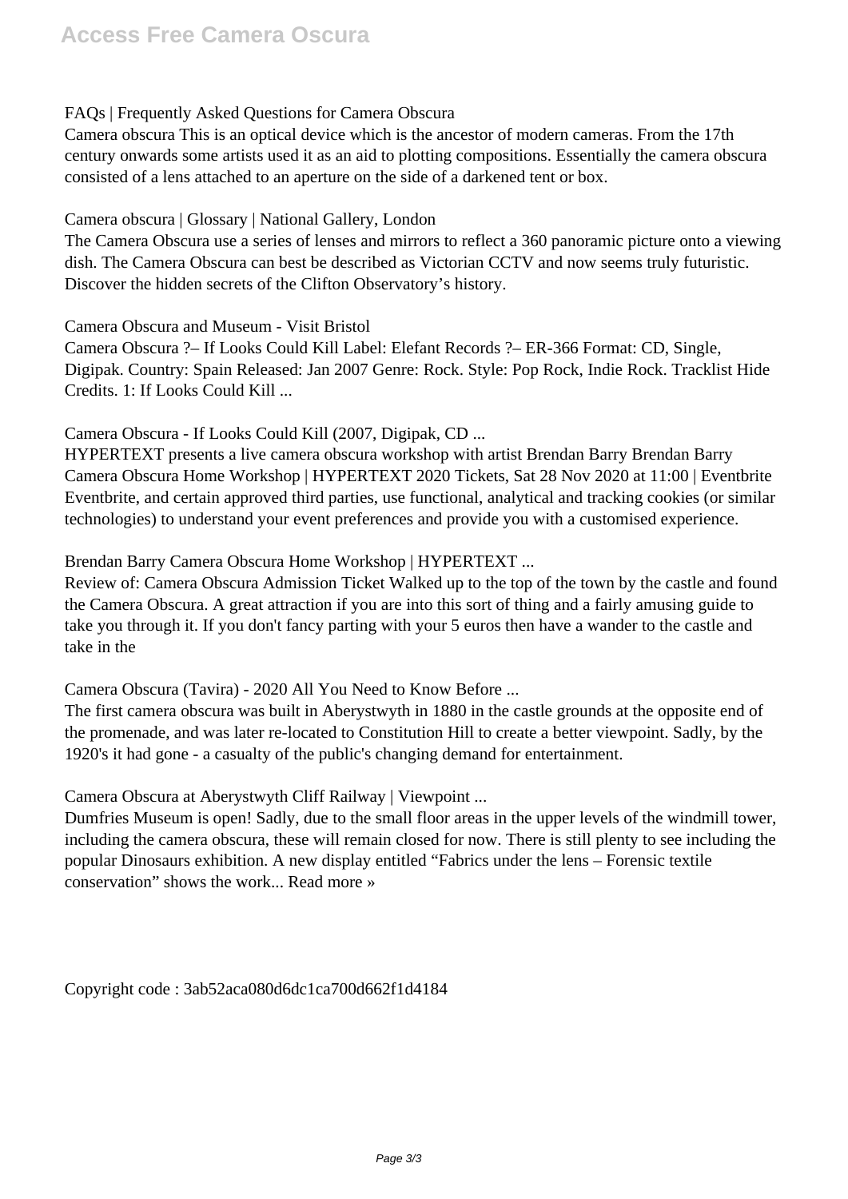FAQs | Frequently Asked Questions for Camera Obscura

Camera obscura This is an optical device which is the ancestor of modern cameras. From the 17th century onwards some artists used it as an aid to plotting compositions. Essentially the camera obscura consisted of a lens attached to an aperture on the side of a darkened tent or box.

Camera obscura | Glossary | National Gallery, London

The Camera Obscura use a series of lenses and mirrors to reflect a 360 panoramic picture onto a viewing dish. The Camera Obscura can best be described as Victorian CCTV and now seems truly futuristic. Discover the hidden secrets of the Clifton Observatory's history.

Camera Obscura and Museum - Visit Bristol

Camera Obscura ?– If Looks Could Kill Label: Elefant Records ?– ER-366 Format: CD, Single, Digipak. Country: Spain Released: Jan 2007 Genre: Rock. Style: Pop Rock, Indie Rock. Tracklist Hide Credits. 1: If Looks Could Kill ...

Camera Obscura - If Looks Could Kill (2007, Digipak, CD ...

HYPERTEXT presents a live camera obscura workshop with artist Brendan Barry Brendan Barry Camera Obscura Home Workshop | HYPERTEXT 2020 Tickets, Sat 28 Nov 2020 at 11:00 | Eventbrite Eventbrite, and certain approved third parties, use functional, analytical and tracking cookies (or similar technologies) to understand your event preferences and provide you with a customised experience.

Brendan Barry Camera Obscura Home Workshop | HYPERTEXT ...

Review of: Camera Obscura Admission Ticket Walked up to the top of the town by the castle and found the Camera Obscura. A great attraction if you are into this sort of thing and a fairly amusing guide to take you through it. If you don't fancy parting with your 5 euros then have a wander to the castle and take in the

Camera Obscura (Tavira) - 2020 All You Need to Know Before ...

The first camera obscura was built in Aberystwyth in 1880 in the castle grounds at the opposite end of the promenade, and was later re-located to Constitution Hill to create a better viewpoint. Sadly, by the 1920's it had gone - a casualty of the public's changing demand for entertainment.

Camera Obscura at Aberystwyth Cliff Railway | Viewpoint ...

Dumfries Museum is open! Sadly, due to the small floor areas in the upper levels of the windmill tower, including the camera obscura, these will remain closed for now. There is still plenty to see including the popular Dinosaurs exhibition. A new display entitled "Fabrics under the lens – Forensic textile conservation" shows the work... Read more »

Copyright code : 3ab52aca080d6dc1ca700d662f1d4184